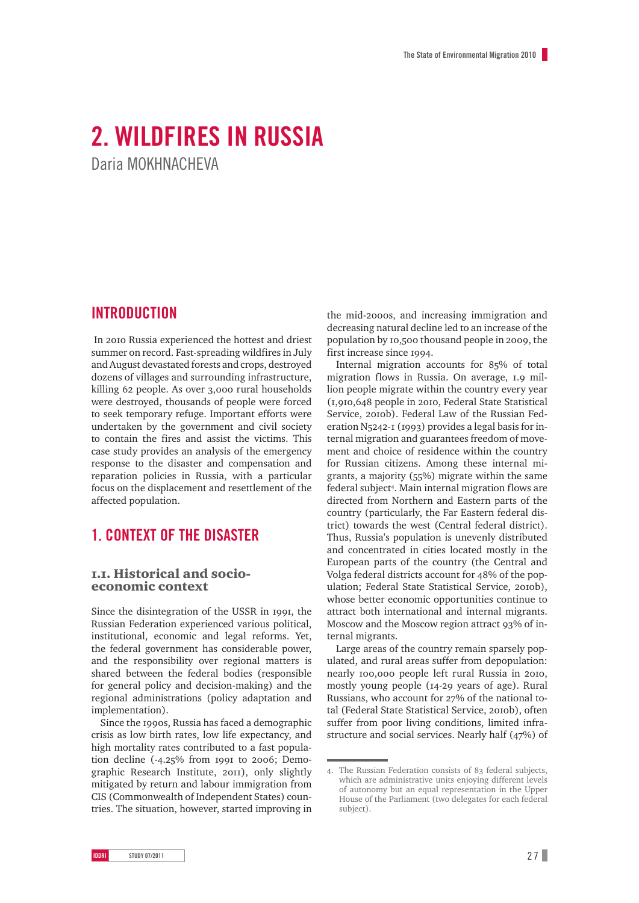# 2. WILDFIRES IN RUSSIA

Daria MOKHNACHEVA

## INTRODUCTION

In 2010 Russia experienced the hottest and driest summer on record. Fast-spreading wildfires in July and August devastated forests and crops, destroyed dozens of villages and surrounding infrastructure, killing 62 people. As over 3,000 rural households were destroyed, thousands of people were forced to seek temporary refuge. Important efforts were undertaken by the government and civil society to contain the fires and assist the victims. This case study provides an analysis of the emergency response to the disaster and compensation and reparation policies in Russia, with a particular focus on the displacement and resettlement of the affected population.

## 1. CONTEXT OF THE DISASTER

### 1.1. Historical and socio-economic context

Since the disintegration of the USSR in 1991, the Russian Federation experienced various political, institutional, economic and legal reforms. Yet, the federal government has considerable power, and the responsibility over regional matters is shared between the federal bodies (responsible for general policy and decision-making) and the regional administrations (policy adaptation and implementation).

Since the 1990s, Russia has faced a demographic crisis as low birth rates, low life expectancy, and high mortality rates contributed to a fast population decline (-4.25% from 1991 to 2006; Demographic Research Institute, 2011), only slightly mitigated by return and labour immigration from CIS (Commonwealth of Independent States) countries. The situation, however, started improving in the mid-2000s, and increasing immigration and decreasing natural decline led to an increase of the population by 10,500 thousand people in 2009, the first increase since 1994.

Internal migration accounts for 85% of total migration flows in Russia. On average, 1.9 million people migrate within the country every year (1,910,648 people in 2010, Federal State Statistical Service, 2010b). Federal Law of the Russian Federation N5242-1 (1993) provides a legal basis for internal migration and guarantees freedom of movement and choice of residence within the country for Russian citizens. Among these internal migrants, a majority (55%) migrate within the same federal subject[4]. Main internal migration flows are directed from Northern and Eastern parts of the country (particularly, the Far Eastern federal district) towards the west (Central federal district). Thus, Russia's population is unevenly distributed and concentrated in cities located mostly in the European parts of the country (the Central and Volga federal districts account for 48% of the population; Federal State Statistical Service, 2010b), whose better economic opportunities continue to attract both international and internal migrants. Moscow and the Moscow region attract 93% of internal migrants.

Large areas of the country remain sparsely populated, and rural areas suffer from depopulation: nearly 100,000 people left rural Russia in 2010, mostly young people (14-29 years of age). Rural Russians, who account for 27% of the national total (Federal State Statistical Service, 2010b), often suffer from poor living conditions, limited infrastructure and social services. Nearly half (47%) of

4. The Russian Federation consists of 83 federal subjects, which are administrative units enjoying different levels of autonomy but an equal representation in the Upper House of the Parliament (two delegates for each federal subject).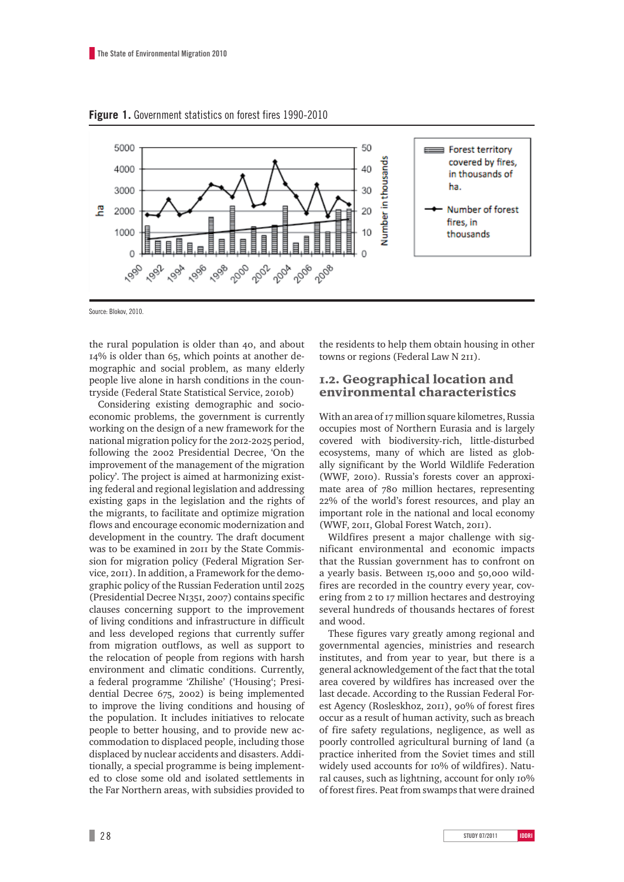**Figure 1.** Government statistics on forest fires 1990-2010

Source: Blokov, 2010.

the rural population is older than 40, and about 14% is older than 65, which points at another demographic and social problem, as many elderly people live alone in harsh conditions in the countryside (Federal State Statistical Service, 2010b)

Considering existing demographic and socio-economic problems, the government is currently working on the design of a new framework for the national migration policy for the 2012-2025 period, following the 2002 Presidential Decree, 'On the improvement of the management of the migration policy'. The project is aimed at harmonizing existing federal and regional legislation and addressing existing gaps in the legislation and the rights of the migrants, to facilitate and optimize migration flows and encourage economic modernization and development in the country. The draft document was to be examined in 2011 by the State Commission for migration policy (Federal Migration Service, 2011). In addition, a Framework for the demographic policy of the Russian Federation until 2025 (Presidential Decree N1351, 2007) contains specific clauses concerning support to the improvement of living conditions and infrastructure in difficult and less developed regions that currently suffer from migration outflows, as well as support to the relocation of people from regions with harsh environment and climatic conditions. Currently, a federal programme 'Zhilishe' ('Housing'; Presidential Decree 675, 2002) is being implemented to improve the living conditions and housing of the population. It includes initiatives to relocate people to better housing, and to provide new accommodation to displaced people, including those displaced by nuclear accidents and disasters. Additionally, a special programme is being implemented to close some old and isolated settlements in the Far Northern areas, with subsidies provided to the residents to help them obtain housing in other towns or regions (Federal Law N 211).

## 1.2. Geographical location and environmental characteristics

With an area of 17 million square kilometres, Russia occupies most of Northern Eurasia and is largely covered with biodiversity-rich, little-disturbed ecosystems, many of which are listed as globally significant by the World Wildlife Federation (WWF, 2010). Russia's forests cover an approximate area of 780 million hectares, representing 22% of the world's forest resources, and play an important role in the national and local economy (WWF, 2011, Global Forest Watch, 2011).

Wildfires present a major challenge with significant environmental and economic impacts that the Russian government has to confront on a yearly basis. Between 15,000 and 50,000 wildfires are recorded in the country every year, covering from 2 to 17 million hectares and destroying several hundreds of thousands hectares of forest and wood.

These figures vary greatly among regional and governmental agencies, ministries and research institutes, and from year to year, but there is a general acknowledgement of the fact that the total area covered by wildfires has increased over the last decade. According to the Russian Federal Forest Agency (Rosleskhoz, 2011), 90% of forest fires occur as a result of human activity, such as breach of fire safety regulations, negligence, as well as poorly controlled agricultural burning of land (a practice inherited from the Soviet times and still widely used accounts for 10% of wildfires). Natural causes, such as lightning, account for only 10% of forest fires. Peat from swamps that were drained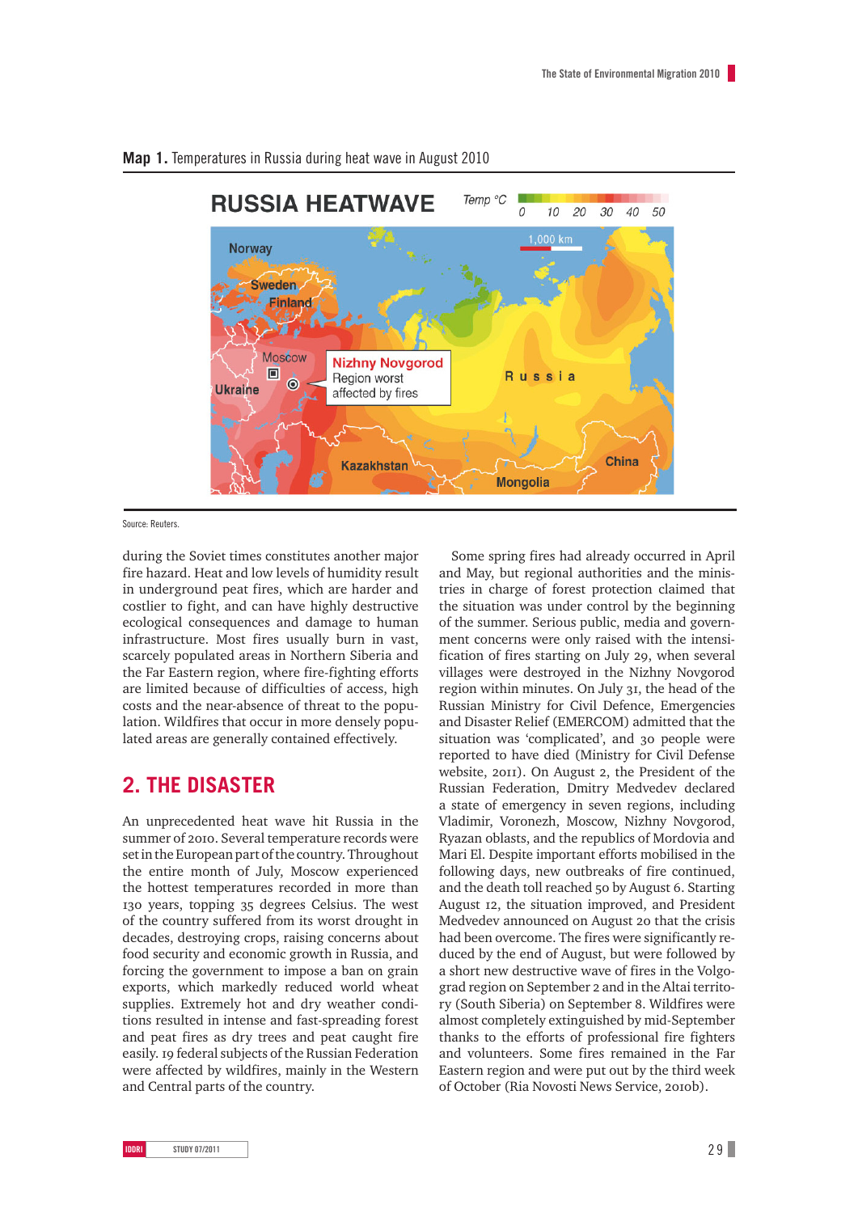**Map 1.** Temperatures in Russia during heat wave in August 2010

Source: Reuters.

during the Soviet times constitutes another major fire hazard. Heat and low levels of humidity result in underground peat fires, which are harder and costlier to fight, and can have highly destructive ecological consequences and damage to human infrastructure. Most fires usually burn in vast, scarcely populated areas in Northern Siberia and the Far Eastern region, where fire-fighting efforts are limited because of difficulties of access, high costs and the near-absence of threat to the population. Wildfires that occur in more densely populated areas are generally contained effectively.

## 2. THE DISASTER

An unprecedented heat wave hit Russia in the summer of 2010. Several temperature records were set in the European part of the country. Throughout the entire month of July, Moscow experienced the hottest temperatures recorded in more than 130 years, topping 35 degrees Celsius. The west of the country suffered from its worst drought in decades, destroying crops, raising concerns about food security and economic growth in Russia, and forcing the government to impose a ban on grain exports, which markedly reduced world wheat supplies. Extremely hot and dry weather conditions resulted in intense and fast-spreading forest and peat fires as dry trees and peat caught fire easily. 19 federal subjects of the Russian Federation were affected by wildfires, mainly in the Western and Central parts of the country.

Some spring fires had already occurred in April and May, but regional authorities and the ministries in charge of forest protection claimed that the situation was under control by the beginning of the summer. Serious public, media and government concerns were only raised with the intensification of fires starting on July 29, when several villages were destroyed in the Nizhny Novgorod region within minutes. On July 31, the head of the Russian Ministry for Civil Defence, Emergencies and Disaster Relief (EMERCOM) admitted that the situation was 'complicated', and 30 people were reported to have died (Ministry for Civil Defense website, 2011). On August 2, the President of the Russian Federation, Dmitry Medvedev declared a state of emergency in seven regions, including Vladimir, Voronezh, Moscow, Nizhny Novgorod, Ryazan oblasts, and the republics of Mordovia and Mari El. Despite important efforts mobilised in the following days, new outbreaks of fire continued, and the death toll reached 50 by August 6. Starting August 12, the situation improved, and President Medvedev announced on August 20 that the crisis had been overcome. The fires were significantly reduced by the end of August, but were followed by a short new destructive wave of fires in the Volgograd region on September 2 and in the Altai territory (South Siberia) on September 8. Wildfires were almost completely extinguished by mid-September thanks to the efforts of professional fire fighters and volunteers. Some fires remained in the Far Eastern region and were put out by the third week of October (Ria Novosti News Service, 2010b).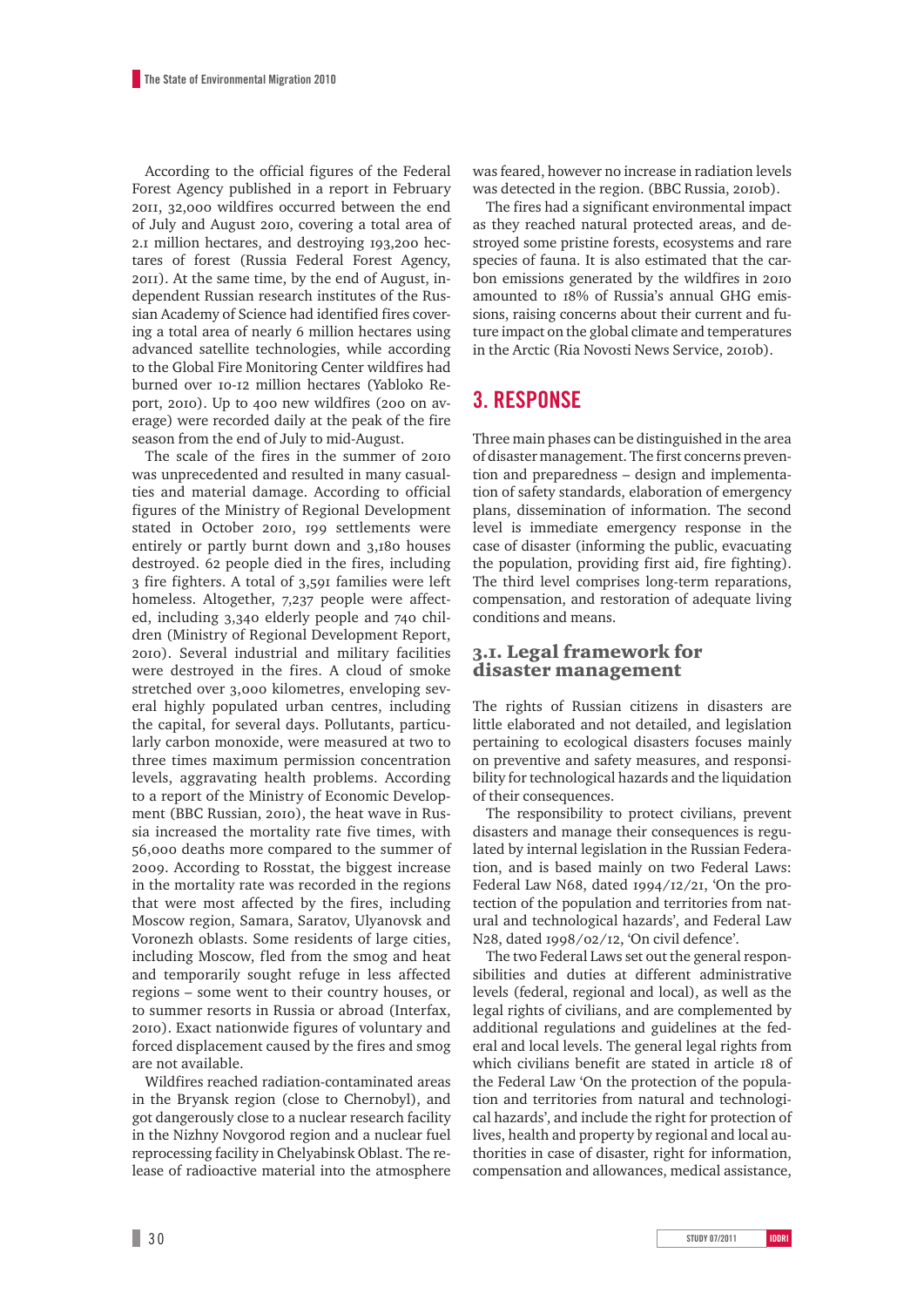According to the official figures of the Federal Forest Agency published in a report in February 2011, 32,000 wildfires occurred between the end of July and August 2010, covering a total area of 2.1 million hectares, and destroying 193,200 hectares of forest (Russia Federal Forest Agency, 2011). At the same time, by the end of August, independent Russian research institutes of the Russian Academy of Science had identified fires covering a total area of nearly 6 million hectares using advanced satellite technologies, while according to the Global Fire Monitoring Center wildfires had burned over 10-12 million hectares (Yabloko Report, 2010). Up to 400 new wildfires (200 on average) were recorded daily at the peak of the fire season from the end of July to mid-August.

The scale of the fires in the summer of 2010 was unprecedented and resulted in many casualties and material damage. According to official figures of the Ministry of Regional Development stated in October 2010, 199 settlements were entirely or partly burnt down and 3,180 houses destroyed. 62 people died in the fires, including 3 fire fighters. A total of 3,591 families were left homeless. Altogether, 7,237 people were affected, including 3,340 elderly people and 740 children (Ministry of Regional Development Report, 2010). Several industrial and military facilities were destroyed in the fires. A cloud of smoke stretched over 3,000 kilometres, enveloping several highly populated urban centres, including the capital, for several days. Pollutants, particularly carbon monoxide, were measured at two to three times maximum permission concentration levels, aggravating health problems. According to a report of the Ministry of Economic Development (BBC Russian, 2010), the heat wave in Russia increased the mortality rate five times, with 56,000 deaths more compared to the summer of 2009. According to Rosstat, the biggest increase in the mortality rate was recorded in the regions that were most affected by the fires, including Moscow region, Samara, Saratov, Ulyanovsk and Voronezh oblasts. Some residents of large cities, including Moscow, fled from the smog and heat and temporarily sought refuge in less affected regions – some went to their country houses, or to summer resorts in Russia or abroad (Interfax, 2010). Exact nationwide figures of voluntary and forced displacement caused by the fires and smog are not available.

Wildfires reached radiation-contaminated areas in the Bryansk region (close to Chernobyl), and got dangerously close to a nuclear research facility in the Nizhny Novgorod region and a nuclear fuel reprocessing facility in Chelyabinsk Oblast. The release of radioactive material into the atmosphere was feared, however no increase in radiation levels was detected in the region. (BBC Russia, 2010b).

The fires had a significant environmental impact as they reached natural protected areas, and destroyed some pristine forests, ecosystems and rare species of fauna. It is also estimated that the carbon emissions generated by the wildfires in 2010 amounted to 18% of Russia's annual GHG emissions, raising concerns about their current and future impact on the global climate and temperatures in the Arctic (Ria Novosti News Service, 2010b).

## 3. RESPONSE

Three main phases can be distinguished in the area of disaster management. The first concerns prevention and preparedness – design and implementation of safety standards, elaboration of emergency plans, dissemination of information. The second level is immediate emergency response in the case of disaster (informing the public, evacuating the population, providing first aid, fire fighting). The third level comprises long-term reparations, compensation, and restoration of adequate living conditions and means.

### 3.1. Legal framework for disaster management

The rights of Russian citizens in disasters are little elaborated and not detailed, and legislation pertaining to ecological disasters focuses mainly on preventive and safety measures, and responsibility for technological hazards and the liquidation of their consequences.

The responsibility to protect civilians, prevent disasters and manage their consequences is regulated by internal legislation in the Russian Federation, and is based mainly on two Federal Laws: Federal Law N68, dated 1994/12/21, 'On the protection of the population and territories from natural and technological hazards', and Federal Law N28, dated 1998/02/12, 'On civil defence'.

The two Federal Laws set out the general responsibilities and duties at different administrative levels (federal, regional and local), as well as the legal rights of civilians, and are complemented by additional regulations and guidelines at the federal and local levels. The general legal rights from which civilians benefit are stated in article 18 of the Federal Law 'On the protection of the population and territories from natural and technological hazards', and include the right for protection of lives, health and property by regional and local authorities in case of disaster, right for information, compensation and allowances, medical assistance,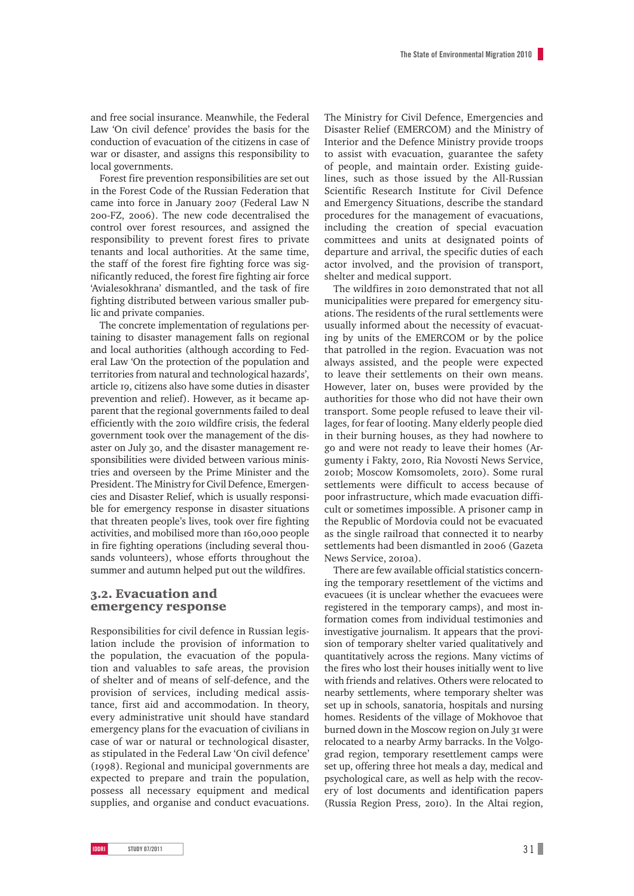and free social insurance. Meanwhile, the Federal Law 'On civil defence' provides the basis for the conduction of evacuation of the citizens in case of war or disaster, and assigns this responsibility to local governments.

Forest fire prevention responsibilities are set out in the Forest Code of the Russian Federation that came into force in January 2007 (Federal Law N 200-FZ, 2006). The new code decentralised the control over forest resources, and assigned the responsibility to prevent forest fires to private tenants and local authorities. At the same time, the staff of the forest fire fighting force was significantly reduced, the forest fire fighting air force 'Avialesokhrana' dismantled, and the task of fire fighting distributed between various smaller public and private companies.

The concrete implementation of regulations pertaining to disaster management falls on regional and local authorities (although according to Federal Law 'On the protection of the population and territories from natural and technological hazards', article 19, citizens also have some duties in disaster prevention and relief). However, as it became apparent that the regional governments failed to deal efficiently with the 2010 wildfire crisis, the federal government took over the management of the disaster on July 30, and the disaster management responsibilities were divided between various ministries and overseen by the Prime Minister and the President. The Ministry for Civil Defence, Emergencies and Disaster Relief, which is usually responsible for emergency response in disaster situations that threaten people's lives, took over fire fighting activities, and mobilised more than 160,000 people in fire fighting operations (including several thousands volunteers), whose efforts throughout the summer and autumn helped put out the wildfires.

## 3.2. Evacuation and emergency response

Responsibilities for civil defence in Russian legislation include the provision of information to the population, the evacuation of the population and valuables to safe areas, the provision of shelter and of means of self-defence, and the provision of services, including medical assistance, first aid and accommodation. In theory, every administrative unit should have standard emergency plans for the evacuation of civilians in case of war or natural or technological disaster, as stipulated in the Federal Law 'On civil defence' (1998). Regional and municipal governments are expected to prepare and train the population, possess all necessary equipment and medical supplies, and organise and conduct evacuations. The Ministry for Civil Defence, Emergencies and Disaster Relief (EMERCOM) and the Ministry of Interior and the Defence Ministry provide troops to assist with evacuation, guarantee the safety of people, and maintain order. Existing guidelines, such as those issued by the All-Russian Scientific Research Institute for Civil Defence and Emergency Situations, describe the standard procedures for the management of evacuations, including the creation of special evacuation committees and units at designated points of departure and arrival, the specific duties of each actor involved, and the provision of transport, shelter and medical support.

The wildfires in 2010 demonstrated that not all municipalities were prepared for emergency situations. The residents of the rural settlements were usually informed about the necessity of evacuating by units of the EMERCOM or by the police that patrolled in the region. Evacuation was not always assisted, and the people were expected to leave their settlements on their own means. However, later on, buses were provided by the authorities for those who did not have their own transport. Some people refused to leave their villages, for fear of looting. Many elderly people died in their burning houses, as they had nowhere to go and were not ready to leave their homes (Argumenty i Fakty, 2010, Ria Novosti News Service, 2010b; Moscow Komsomolets, 2010). Some rural settlements were difficult to access because of poor infrastructure, which made evacuation difficult or sometimes impossible. A prisoner camp in the Republic of Mordovia could not be evacuated as the single railroad that connected it to nearby settlements had been dismantled in 2006 (Gazeta News Service, 2010a).

There are few available official statistics concerning the temporary resettlement of the victims and evacuees (it is unclear whether the evacuees were registered in the temporary camps), and most information comes from individual testimonies and investigative journalism. It appears that the provision of temporary shelter varied qualitatively and quantitatively across the regions. Many victims of the fires who lost their houses initially went to live with friends and relatives. Others were relocated to nearby settlements, where temporary shelter was set up in schools, sanatoria, hospitals and nursing homes. Residents of the village of Mokhovoe that burned down in the Moscow region on July 31 were relocated to a nearby Army barracks. In the Volgograd region, temporary resettlement camps were set up, offering three hot meals a day, medical and psychological care, as well as help with the recovery of lost documents and identification papers (Russia Region Press, 2010). In the Altai region,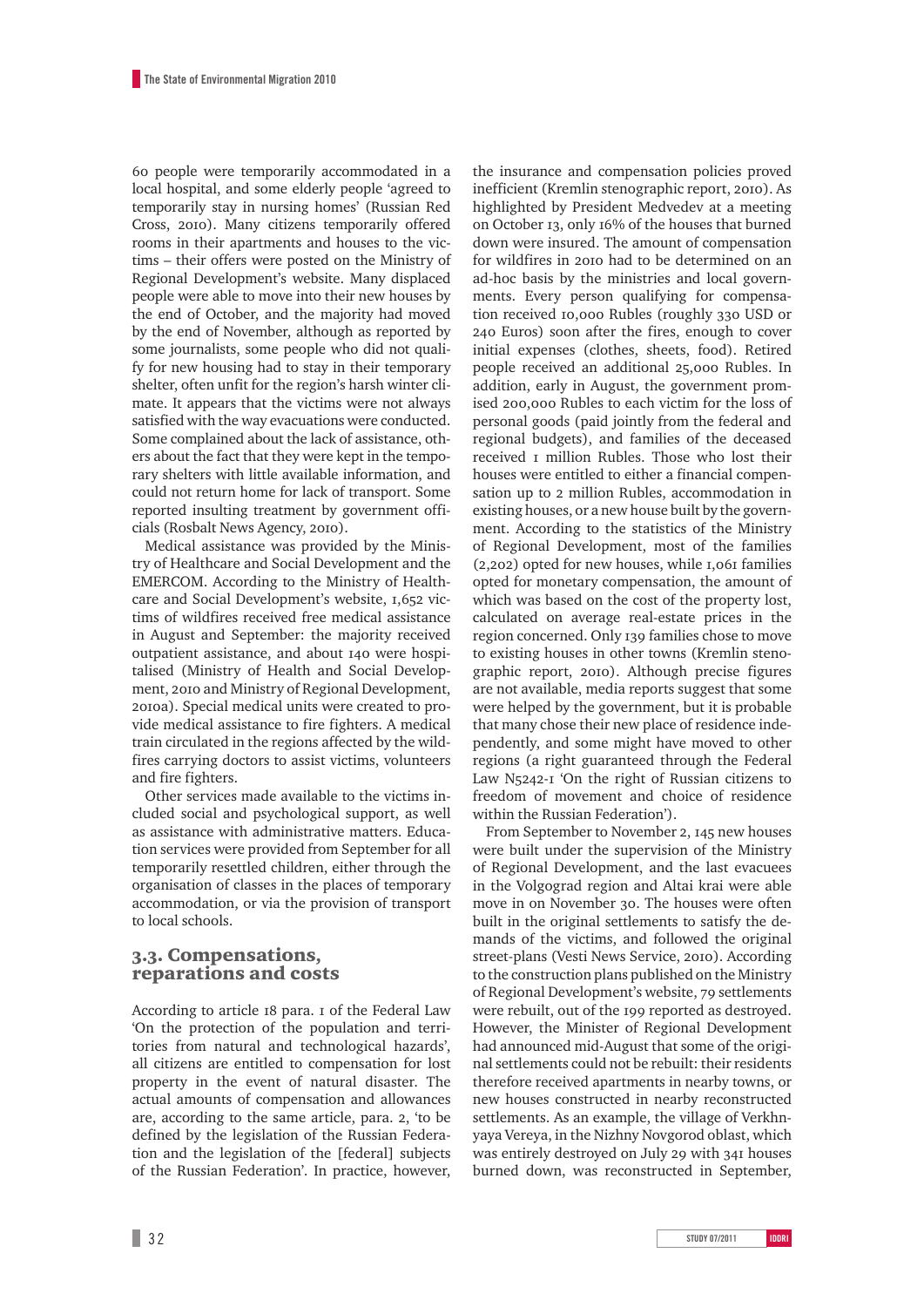60 people were temporarily accommodated in a local hospital, and some elderly people 'agreed to temporarily stay in nursing homes' (Russian Red Cross, 2010). Many citizens temporarily offered rooms in their apartments and houses to the victims – their offers were posted on the Ministry of Regional Development's website. Many displaced people were able to move into their new houses by the end of October, and the majority had moved by the end of November, although as reported by some journalists, some people who did not qualify for new housing had to stay in their temporary shelter, often unfit for the region's harsh winter climate. It appears that the victims were not always satisfied with the way evacuations were conducted. Some complained about the lack of assistance, others about the fact that they were kept in the temporary shelters with little available information, and could not return home for lack of transport. Some reported insulting treatment by government officials (Rosbalt News Agency, 2010).

Medical assistance was provided by the Ministry of Healthcare and Social Development and the EMERCOM. According to the Ministry of Healthcare and Social Development's website, 1,652 victims of wildfires received free medical assistance in August and September: the majority received outpatient assistance, and about 140 were hospitalised (Ministry of Health and Social Development, 2010 and Ministry of Regional Development, 2010a). Special medical units were created to provide medical assistance to fire fighters. A medical train circulated in the regions affected by the wildfires carrying doctors to assist victims, volunteers and fire fighters.

Other services made available to the victims included social and psychological support, as well as assistance with administrative matters. Education services were provided from September for all temporarily resettled children, either through the organisation of classes in the places of temporary accommodation, or via the provision of transport to local schools.

## 3.3. Compensations, reparations and costs

According to article 18 para. 1 of the Federal Law 'On the protection of the population and territories from natural and technological hazards', all citizens are entitled to compensation for lost property in the event of natural disaster. The actual amounts of compensation and allowances are, according to the same article, para. 2, 'to be defined by the legislation of the Russian Federation and the legislation of the [federal] subjects of the Russian Federation'. In practice, however, the insurance and compensation policies proved inefficient (Kremlin stenographic report, 2010). As highlighted by President Medvedev at a meeting on October 13, only 16% of the houses that burned down were insured. The amount of compensation for wildfires in 2010 had to be determined on an ad-hoc basis by the ministries and local governments. Every person qualifying for compensation received 10,000 Rubles (roughly 330 USD or 240 Euros) soon after the fires, enough to cover initial expenses (clothes, sheets, food). Retired people received an additional 25,000 Rubles. In addition, early in August, the government promised 200,000 Rubles to each victim for the loss of personal goods (paid jointly from the federal and regional budgets), and families of the deceased received 1 million Rubles. Those who lost their houses were entitled to either a financial compensation up to 2 million Rubles, accommodation in existing houses, or a new house built by the government. According to the statistics of the Ministry of Regional Development, most of the families (2,202) opted for new houses, while 1,061 families opted for monetary compensation, the amount of which was based on the cost of the property lost, calculated on average real-estate prices in the region concerned. Only 139 families chose to move to existing houses in other towns (Kremlin stenographic report, 2010). Although precise figures are not available, media reports suggest that some were helped by the government, but it is probable that many chose their new place of residence independently, and some might have moved to other regions (a right guaranteed through the Federal Law N5242-1 'On the right of Russian citizens to freedom of movement and choice of residence within the Russian Federation').

From September to November 2, 145 new houses were built under the supervision of the Ministry of Regional Development, and the last evacuees in the Volgograd region and Altai krai were able move in on November 30. The houses were often built in the original settlements to satisfy the demands of the victims, and followed the original street-plans (Vesti News Service, 2010). According to the construction plans published on the Ministry of Regional Development's website, 79 settlements were rebuilt, out of the 199 reported as destroyed. However, the Minister of Regional Development had announced mid-August that some of the original settlements could not be rebuilt: their residents therefore received apartments in nearby towns, or new houses constructed in nearby reconstructed settlements. As an example, the village of Verkhnyaya Vereya, in the Nizhny Novgorod oblast, which was entirely destroyed on July 29 with 341 houses burned down, was reconstructed in September,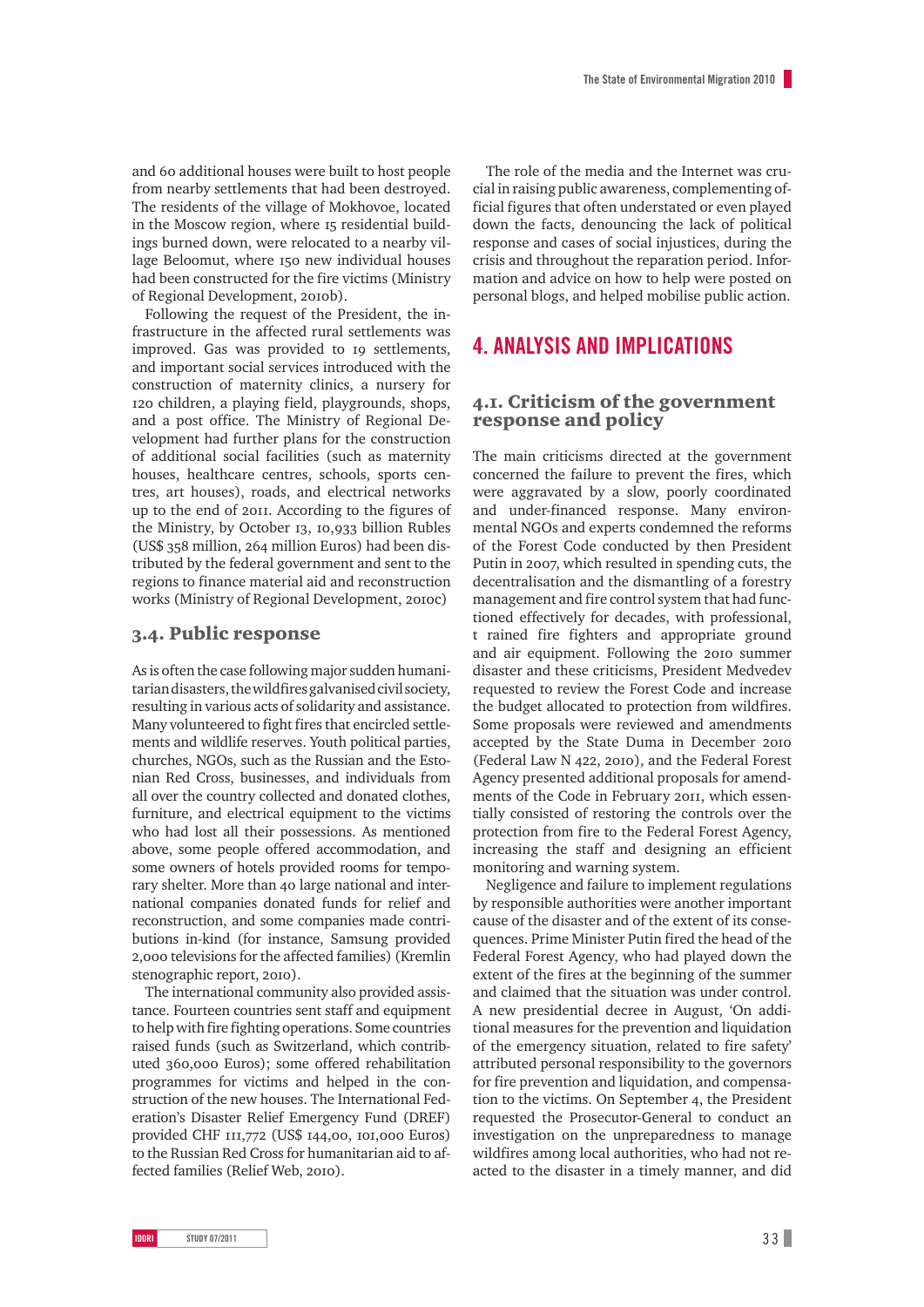and 60 additional houses were built to host people from nearby settlements that had been destroyed. The residents of the village of Mokhovoe, located in the Moscow region, where 15 residential buildings burned down, were relocated to a nearby village Beloomut, where 150 new individual houses had been constructed for the fire victims (Ministry of Regional Development, 2010b).

Following the request of the President, the infrastructure in the affected rural settlements was improved. Gas was provided to 19 settlements, and important social services introduced with the construction of maternity clinics, a nursery for 120 children, a playing field, playgrounds, shops, and a post office. The Ministry of Regional Development had further plans for the construction of additional social facilities (such as maternity houses, healthcare centres, schools, sports centres, art houses), roads, and electrical networks up to the end of 2011. According to the figures of the Ministry, by October 13, 10,933 billion Rubles (US$ 358 million, 264 million Euros) had been distributed by the federal government and sent to the regions to finance material aid and reconstruction works (Ministry of Regional Development, 2010c)

### 3.4. Public response

As is often the case following major sudden humanitarian disasters, the wildfires galvanised civil society, resulting in various acts of solidarity and assistance. Many volunteered to fight fires that encircled settlements and wildlife reserves. Youth political parties, churches, NGOs, such as the Russian and the Estonian Red Cross, businesses, and individuals from all over the country collected and donated clothes, furniture, and electrical equipment to the victims who had lost all their possessions. As mentioned above, some people offered accommodation, and some owners of hotels provided rooms for temporary shelter. More than 40 large national and international companies donated funds for relief and reconstruction, and some companies made contributions in-kind (for instance, Samsung provided 2,000 televisions for the affected families) (Kremlin stenographic report, 2010).

The international community also provided assistance. Fourteen countries sent staff and equipment to help with fire fighting operations. Some countries raised funds (such as Switzerland, which contributed 360,000 Euros); some offered rehabilitation programmes for victims and helped in the construction of the new houses. The International Federation's Disaster Relief Emergency Fund (DREF) provided CHF 111,772 (US$ 144,00, 101,000 Euros) to the Russian Red Cross for humanitarian aid to affected families (Relief Web, 2010).

The role of the media and the Internet was crucial in raising public awareness, complementing official figures that often understated or even played down the facts, denouncing the lack of political response and cases of social injustices, during the crisis and throughout the reparation period. Information and advice on how to help were posted on personal blogs, and helped mobilise public action.

## 4. ANALYSIS AND IMPLICATIONS

### 4.1. Criticism of the government response and policy

The main criticisms directed at the government concerned the failure to prevent the fires, which were aggravated by a slow, poorly coordinated and under-financed response. Many environmental NGOs and experts condemned the reforms of the Forest Code conducted by then President Putin in 2007, which resulted in spending cuts, the decentralisation and the dismantling of a forestry management and fire control system that had functioned effectively for decades, with professional, t rained fire fighters and appropriate ground and air equipment. Following the 2010 summer disaster and these criticisms, President Medvedev requested to review the Forest Code and increase the budget allocated to protection from wildfires. Some proposals were reviewed and amendments accepted by the State Duma in December 2010 (Federal Law N 422, 2010), and the Federal Forest Agency presented additional proposals for amendments of the Code in February 2011, which essentially consisted of restoring the controls over the protection from fire to the Federal Forest Agency, increasing the staff and designing an efficient monitoring and warning system.

Negligence and failure to implement regulations by responsible authorities were another important cause of the disaster and of the extent of its consequences. Prime Minister Putin fired the head of the Federal Forest Agency, who had played down the extent of the fires at the beginning of the summer and claimed that the situation was under control. A new presidential decree in August, 'On additional measures for the prevention and liquidation of the emergency situation, related to fire safety' attributed personal responsibility to the governors for fire prevention and liquidation, and compensation to the victims. On September 4, the President requested the Prosecutor-General to conduct an investigation on the unpreparedness to manage wildfires among local authorities, who had not reacted to the disaster in a timely manner, and did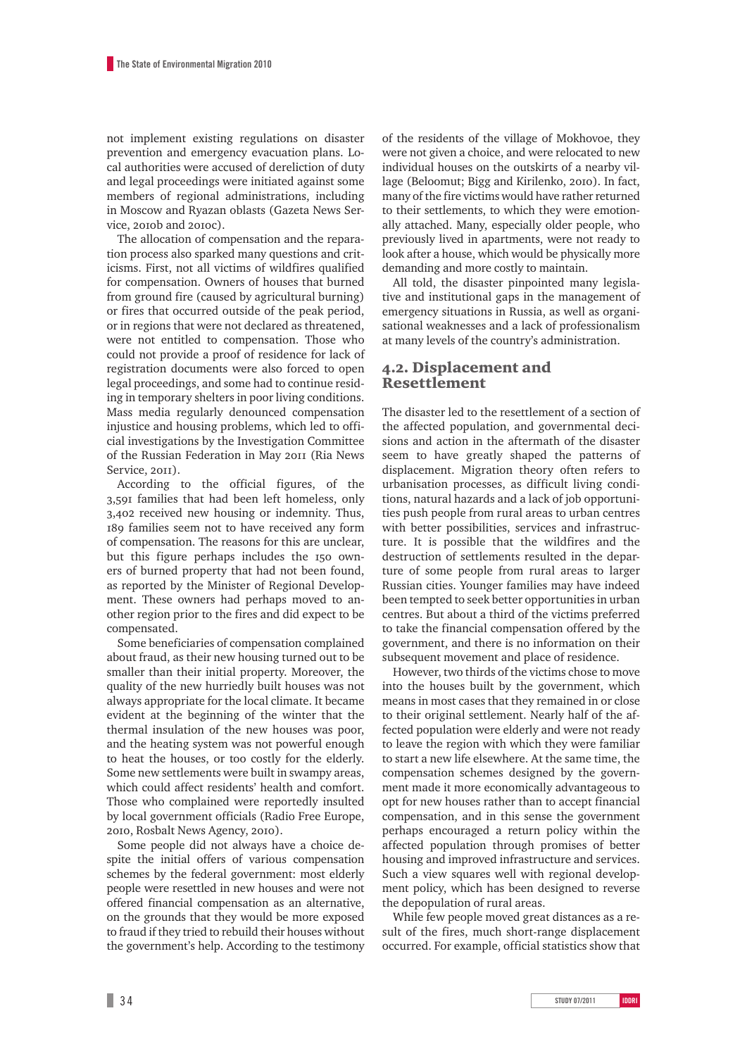not implement existing regulations on disaster prevention and emergency evacuation plans. Local authorities were accused of dereliction of duty and legal proceedings were initiated against some members of regional administrations, including in Moscow and Ryazan oblasts (Gazeta News Service, 2010b and 2010c).

The allocation of compensation and the reparation process also sparked many questions and criticisms. First, not all victims of wildfires qualified for compensation. Owners of houses that burned from ground fire (caused by agricultural burning) or fires that occurred outside of the peak period, or in regions that were not declared as threatened, were not entitled to compensation. Those who could not provide a proof of residence for lack of registration documents were also forced to open legal proceedings, and some had to continue residing in temporary shelters in poor living conditions. Mass media regularly denounced compensation injustice and housing problems, which led to official investigations by the Investigation Committee of the Russian Federation in May 2011 (Ria News Service, 2011).

According to the official figures, of the 3,591 families that had been left homeless, only 3,402 received new housing or indemnity. Thus, 189 families seem not to have received any form of compensation. The reasons for this are unclear, but this figure perhaps includes the 150 owners of burned property that had not been found, as reported by the Minister of Regional Development. These owners had perhaps moved to another region prior to the fires and did expect to be compensated.

Some beneficiaries of compensation complained about fraud, as their new housing turned out to be smaller than their initial property. Moreover, the quality of the new hurriedly built houses was not always appropriate for the local climate. It became evident at the beginning of the winter that the thermal insulation of the new houses was poor, and the heating system was not powerful enough to heat the houses, or too costly for the elderly. Some new settlements were built in swampy areas, which could affect residents' health and comfort. Those who complained were reportedly insulted by local government officials (Radio Free Europe, 2010, Rosbalt News Agency, 2010).

Some people did not always have a choice despite the initial offers of various compensation schemes by the federal government: most elderly people were resettled in new houses and were not offered financial compensation as an alternative, on the grounds that they would be more exposed to fraud if they tried to rebuild their houses without the government's help. According to the testimony of the residents of the village of Mokhovoe, they were not given a choice, and were relocated to new individual houses on the outskirts of a nearby village (Beloomut; Bigg and Kirilenko, 2010). In fact, many of the fire victims would have rather returned to their settlements, to which they were emotionally attached. Many, especially older people, who previously lived in apartments, were not ready to look after a house, which would be physically more demanding and more costly to maintain.

All told, the disaster pinpointed many legislative and institutional gaps in the management of emergency situations in Russia, as well as organisational weaknesses and a lack of professionalism at many levels of the country's administration.

## 4.2. Displacement and Resettlement

The disaster led to the resettlement of a section of the affected population, and governmental decisions and action in the aftermath of the disaster seem to have greatly shaped the patterns of displacement. Migration theory often refers to urbanisation processes, as difficult living conditions, natural hazards and a lack of job opportunities push people from rural areas to urban centres with better possibilities, services and infrastructure. It is possible that the wildfires and the destruction of settlements resulted in the departure of some people from rural areas to larger Russian cities. Younger families may have indeed been tempted to seek better opportunities in urban centres. But about a third of the victims preferred to take the financial compensation offered by the government, and there is no information on their subsequent movement and place of residence.

However, two thirds of the victims chose to move into the houses built by the government, which means in most cases that they remained in or close to their original settlement. Nearly half of the affected population were elderly and were not ready to leave the region with which they were familiar to start a new life elsewhere. At the same time, the compensation schemes designed by the government made it more economically advantageous to opt for new houses rather than to accept financial compensation, and in this sense the government perhaps encouraged a return policy within the affected population through promises of better housing and improved infrastructure and services. Such a view squares well with regional development policy, which has been designed to reverse the depopulation of rural areas.

While few people moved great distances as a result of the fires, much short-range displacement occurred. For example, official statistics show that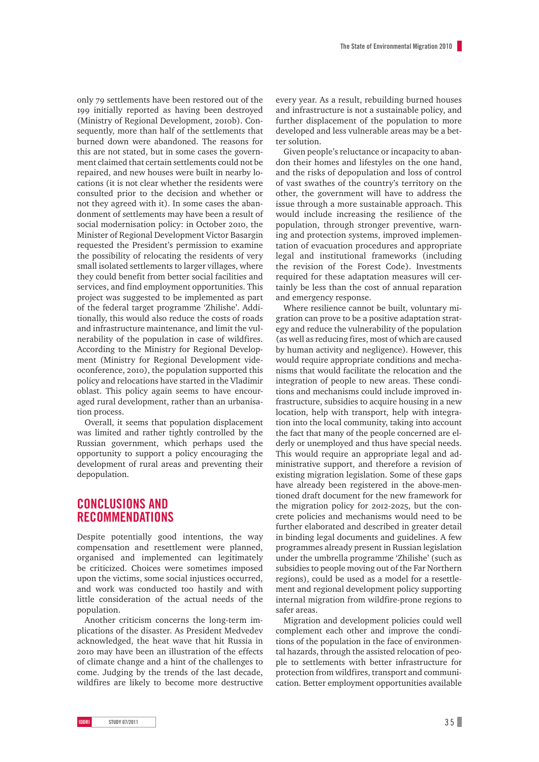only 79 settlements have been restored out of the 199 initially reported as having been destroyed (Ministry of Regional Development, 2010b). Consequently, more than half of the settlements that burned down were abandoned. The reasons for this are not stated, but in some cases the government claimed that certain settlements could not be repaired, and new houses were built in nearby locations (it is not clear whether the residents were consulted prior to the decision and whether or not they agreed with it). In some cases the abandonment of settlements may have been a result of social modernisation policy: in October 2010, the Minister of Regional Development Victor Basargin requested the President's permission to examine the possibility of relocating the residents of very small isolated settlements to larger villages, where they could benefit from better social facilities and services, and find employment opportunities. This project was suggested to be implemented as part of the federal target programme 'Zhilishe'. Additionally, this would also reduce the costs of roads and infrastructure maintenance, and limit the vulnerability of the population in case of wildfires. According to the Ministry for Regional Development (Ministry for Regional Development videoconference, 2010), the population supported this policy and relocations have started in the Vladimir oblast. This policy again seems to have encouraged rural development, rather than an urbanisation process.

Overall, it seems that population displacement was limited and rather tightly controlled by the Russian government, which perhaps used the opportunity to support a policy encouraging the development of rural areas and preventing their depopulation.

## CONCLUSIONS AND RECOMMENDATIONS

Despite potentially good intentions, the way compensation and resettlement were planned, organised and implemented can legitimately be criticized. Choices were sometimes imposed upon the victims, some social injustices occurred, and work was conducted too hastily and with little consideration of the actual needs of the population.

Another criticism concerns the long-term implications of the disaster. As President Medvedev acknowledged, the heat wave that hit Russia in 2010 may have been an illustration of the effects of climate change and a hint of the challenges to come. Judging by the trends of the last decade, wildfires are likely to become more destructive every year. As a result, rebuilding burned houses and infrastructure is not a sustainable policy, and further displacement of the population to more developed and less vulnerable areas may be a better solution.

Given people's reluctance or incapacity to abandon their homes and lifestyles on the one hand, and the risks of depopulation and loss of control of vast swathes of the country's territory on the other, the government will have to address the issue through a more sustainable approach. This would include increasing the resilience of the population, through stronger preventive, warning and protection systems, improved implementation of evacuation procedures and appropriate legal and institutional frameworks (including the revision of the Forest Code). Investments required for these adaptation measures will certainly be less than the cost of annual reparation and emergency response.

Where resilience cannot be built, voluntary migration can prove to be a positive adaptation strategy and reduce the vulnerability of the population (as well as reducing fires, most of which are caused by human activity and negligence). However, this would require appropriate conditions and mechanisms that would facilitate the relocation and the integration of people to new areas. These conditions and mechanisms could include improved infrastructure, subsidies to acquire housing in a new location, help with transport, help with integration into the local community, taking into account the fact that many of the people concerned are elderly or unemployed and thus have special needs. This would require an appropriate legal and administrative support, and therefore a revision of existing migration legislation. Some of these gaps have already been registered in the above-mentioned draft document for the new framework for the migration policy for 2012-2025, but the concrete policies and mechanisms would need to be further elaborated and described in greater detail in binding legal documents and guidelines. A few programmes already present in Russian legislation under the umbrella programme 'Zhilishe' (such as subsidies to people moving out of the Far Northern regions), could be used as a model for a resettlement and regional development policy supporting internal migration from wildfire-prone regions to safer areas.

Migration and development policies could well complement each other and improve the conditions of the population in the face of environmental hazards, through the assisted relocation of people to settlements with better infrastructure for protection from wildfires, transport and communication. Better employment opportunities available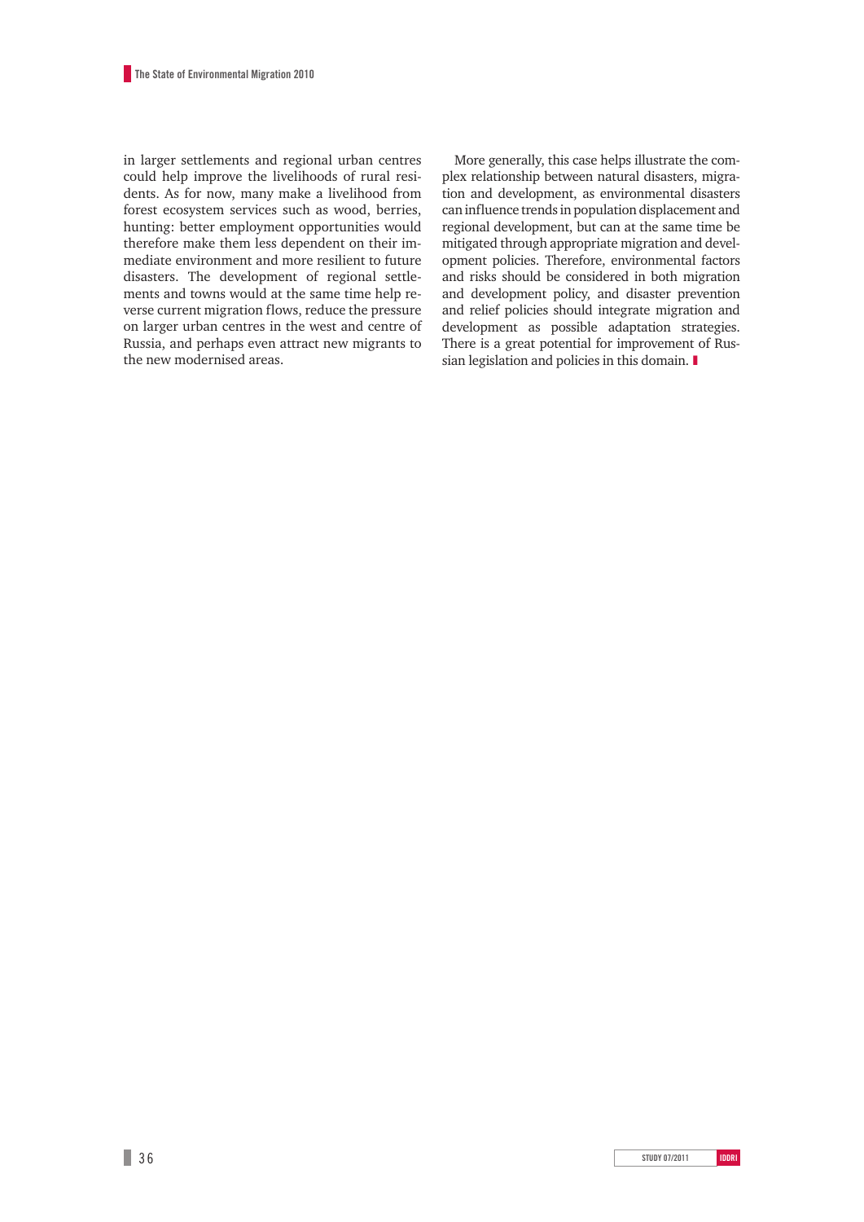in larger settlements and regional urban centres could help improve the livelihoods of rural residents. As for now, many make a livelihood from forest ecosystem services such as wood, berries, hunting: better employment opportunities would therefore make them less dependent on their immediate environment and more resilient to future disasters. The development of regional settlements and towns would at the same time help reverse current migration flows, reduce the pressure on larger urban centres in the west and centre of Russia, and perhaps even attract new migrants to the new modernised areas.

More generally, this case helps illustrate the complex relationship between natural disasters, migration and development, as environmental disasters can influence trends in population displacement and regional development, but can at the same time be mitigated through appropriate migration and development policies. Therefore, environmental factors and risks should be considered in both migration and development policy, and disaster prevention and relief policies should integrate migration and development as possible adaptation strategies. There is a great potential for improvement of Russian legislation and policies in this domain.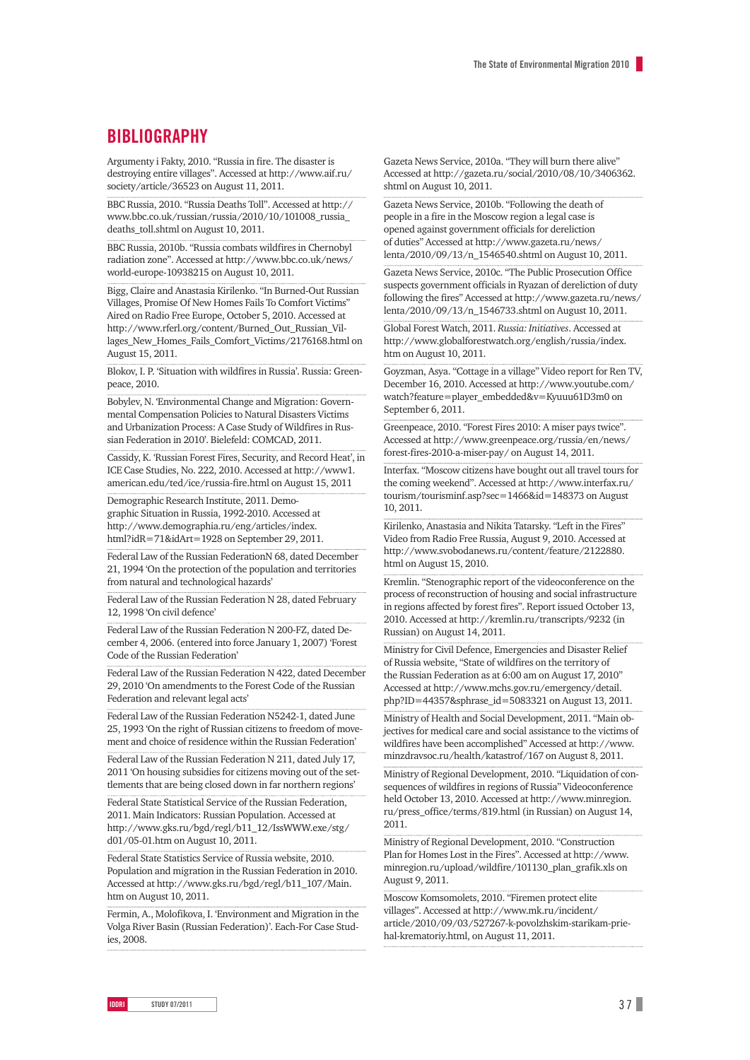## BIBLIOGRAPHY

Argumenty i Fakty, 2010. "Russia in fire. The disaster is destroying entire villages". Accessed at http://www.aif.ru/society/article/36523 on August 11, 2011.

BBC Russia, 2010. "Russia Deaths Toll". Accessed at http://www.bbc.co.uk/russian/russia/2010/10/101008_russia_deaths_toll.shtml on August 10, 2011.

BBC Russia, 2010b. "Russia combats wildfires in Chernobyl radiation zone". Accessed at http://www.bbc.co.uk/news/world-europe-10938215 on August 10, 2011.

Bigg, Claire and Anastasia Kirilenko. "In Burned-Out Russian Villages, Promise Of New Homes Fails To Comfort Victims" Aired on Radio Free Europe, October 5, 2010. Accessed at http://www.rferl.org/content/Burned_Out_Russian_Villages_New_Homes_Fails_Comfort_Victims/2176168.html on August 15, 2011.

Blokov, I. P. 'Situation with wildfires in Russia'. Russia: Greenpeace, 2010.

Bobylev, N. 'Environmental Change and Migration: Governmental Compensation Policies to Natural Disasters Victims and Urbanization Process: A Case Study of Wildfires in Russian Federation in 2010'. Bielefeld: COMCAD, 2011.

Cassidy, K. 'Russian Forest Fires, Security, and Record Heat', in ICE Case Studies, No. 222, 2010. Accessed at http://www1.american.edu/ted/ice/russia-fire.html on August 15, 2011

Demographic Research Institute, 2011. Demographic Situation in Russia, 1992-2010. Accessed at http://www.demographia.ru/eng/articles/index.html?idR=71&idArt=1928 on September 29, 2011.

Federal Law of the Russian FederationN 68, dated December 21, 1994 'On the protection of the population and territories from natural and technological hazards'

Federal Law of the Russian Federation N 28, dated February 12, 1998 'On civil defence'

Federal Law of the Russian Federation N 200-FZ, dated December 4, 2006. (entered into force January 1, 2007) 'Forest Code of the Russian Federation'

Federal Law of the Russian Federation N 422, dated December 29, 2010 'On amendments to the Forest Code of the Russian Federation and relevant legal acts'

Federal Law of the Russian Federation N5242-1, dated June 25, 1993 'On the right of Russian citizens to freedom of movement and choice of residence within the Russian Federation'

Federal Law of the Russian Federation N 211, dated July 17, 2011 'On housing subsidies for citizens moving out of the settlements that are being closed down in far northern regions'

Federal State Statistical Service of the Russian Federation, 2011. Main Indicators: Russian Population. Accessed at http://www.gks.ru/bgd/regl/b11_12/IssWWW.exe/stg/d01/05-01.htm on August 10, 2011.

Federal State Statistics Service of Russia website, 2010. Population and migration in the Russian Federation in 2010. Accessed at http://www.gks.ru/bgd/regl/b11_107/Main.htm on August 10, 2011.

Fermin, A., Molofikova, I. 'Environment and Migration in the Volga River Basin (Russian Federation)'. Each-For Case Studies, 2008.

Gazeta News Service, 2010a. "They will burn there alive" Accessed at http://gazeta.ru/social/2010/08/10/3406362.shtml on August 10, 2011.

Gazeta News Service, 2010b. "Following the death of people in a fire in the Moscow region a legal case is opened against government officials for dereliction of duties" Accessed at http://www.gazeta.ru/news/lenta/2010/09/13/n_1546540.shtml on August 10, 2011.

Gazeta News Service, 2010c. "The Public Prosecution Office suspects government officials in Ryazan of dereliction of duty following the fires" Accessed at http://www.gazeta.ru/news/lenta/2010/09/13/n_1546733.shtml on August 10, 2011.

Global Forest Watch, 2011. *Russia: Initiatives*. Accessed at http://www.globalforestwatch.org/english/russia/index.htm on August 10, 2011.

Goyzman, Asya. "Cottage in a village" Video report for Ren TV, December 16, 2010. Accessed at http://www.youtube.com/watch?feature=player_embedded&v=Kyuuu61D3m0 on September 6, 2011.

Greenpeace, 2010. "Forest Fires 2010: A miser pays twice". Accessed at http://www.greenpeace.org/russia/en/news/forest-fires-2010-a-miser-pay/ on August 14, 2011.

Interfax. "Moscow citizens have bought out all travel tours for the coming weekend". Accessed at http://www.interfax.ru/tourism/tourisminf.asp?sec=1466&id=148373 on August 10, 2011.

Kirilenko, Anastasia and Nikita Tatarsky. "Left in the Fires" Video from Radio Free Russia, August 9, 2010. Accessed at http://www.svobodanews.ru/content/feature/2122880.html on August 15, 2010.

Kremlin. "Stenographic report of the videoconference on the process of reconstruction of housing and social infrastructure in regions affected by forest fires". Report issued October 13, 2010. Accessed at http://kremlin.ru/transcripts/9232 (in Russian) on August 14, 2011.

Ministry for Civil Defence, Emergencies and Disaster Relief of Russia website, "State of wildfires on the territory of the Russian Federation as at 6:00 am on August 17, 2010" Accessed at http://www.mchs.gov.ru/emergency/detail.php?ID=44357&sphrase_id=5083321 on August 13, 2011.

Ministry of Health and Social Development, 2011. "Main objectives for medical care and social assistance to the victims of wildfires have been accomplished" Accessed at http://www.minzdravsoc.ru/health/katastrof/167 on August 8, 2011.

Ministry of Regional Development, 2010. "Liquidation of consequences of wildfires in regions of Russia" Videoconference held October 13, 2010. Accessed at http://www.minregion.ru/press_office/terms/819.html (in Russian) on August 14, 2011.

Ministry of Regional Development, 2010. "Construction Plan for Homes Lost in the Fires". Accessed at http://www.minregion.ru/upload/wildfire/101130_plan_grafik.xls on August 9, 2011.

Moscow Komsomolets, 2010. "Firemen protect elite villages". Accessed at http://www.mk.ru/incident/article/2010/09/03/527267-k-povolzhskim-starikam-priehal-krematoriy.html, on August 11, 2011.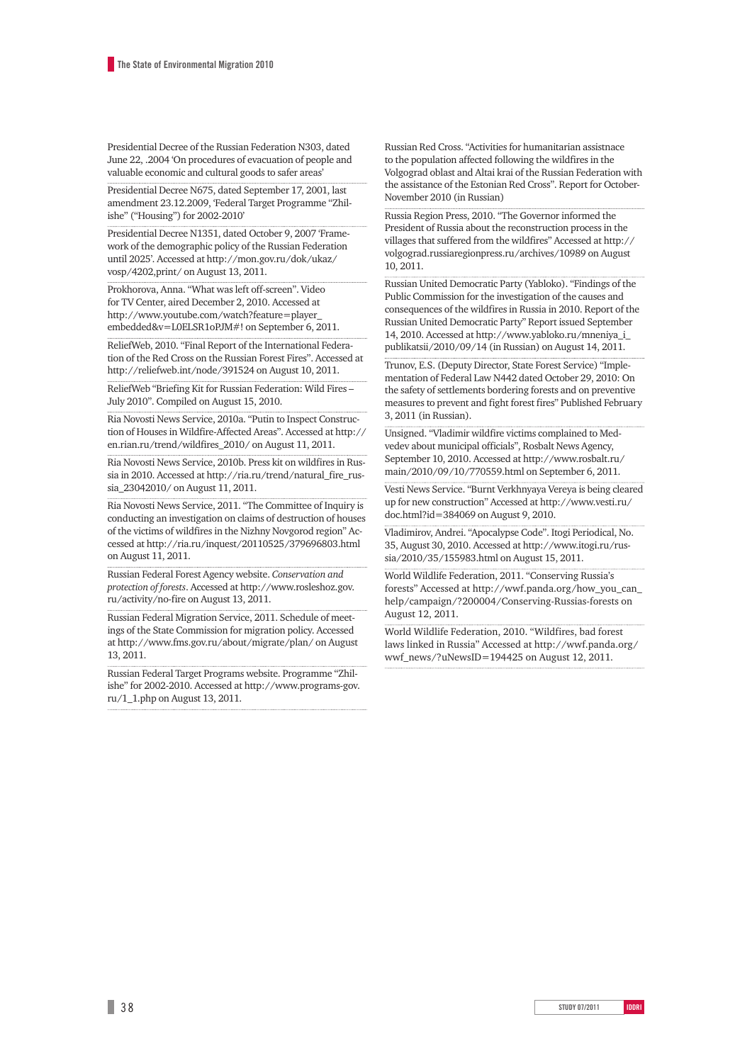Presidential Decree of the Russian Federation N303, dated June 22, .2004 'On procedures of evacuation of people and valuable economic and cultural goods to safer areas'

Presidential Decree N675, dated September 17, 2001, last amendment 23.12.2009, 'Federal Target Programme "Zhilishe" ("Housing") for 2002-2010'

Presidential Decree N1351, dated October 9, 2007 'Framework of the demographic policy of the Russian Federation until 2025'. Accessed at http://mon.gov.ru/dok/ukaz/vosp/4202,print/ on August 13, 2011.

Prokhorova, Anna. "What was left off-screen". Video for TV Center, aired December 2, 2010. Accessed at http://www.youtube.com/watch?feature=player_embedded&v=L0ELSR1oPJM#! on September 6, 2011.

ReliefWeb, 2010. "Final Report of the International Federation of the Red Cross on the Russian Forest Fires". Accessed at http://reliefweb.int/node/391524 on August 10, 2011.

ReliefWeb "Briefing Kit for Russian Federation: Wild Fires – July 2010". Compiled on August 15, 2010.

Ria Novosti News Service, 2010a. "Putin to Inspect Construction of Houses in Wildfire-Affected Areas". Accessed at http://en.rian.ru/trend/wildfires_2010/ on August 11, 2011.

Ria Novosti News Service, 2010b. Press kit on wildfires in Russia in 2010. Accessed at http://ria.ru/trend/natural_fire_russia_23042010/ on August 11, 2011.

Ria Novosti News Service, 2011. "The Committee of Inquiry is conducting an investigation on claims of destruction of houses of the victims of wildfires in the Nizhny Novgorod region" Accessed at http://ria.ru/inquest/20110525/379696803.html on August 11, 2011.

Russian Federal Forest Agency website. *Conservation and protection of forests*. Accessed at http://www.rosleshoz.gov.ru/activity/no-fire on August 13, 2011.

Russian Federal Migration Service, 2011. Schedule of meetings of the State Commission for migration policy. Accessed at http://www.fms.gov.ru/about/migrate/plan/ on August 13, 2011.

Russian Federal Target Programs website. Programme "Zhilishe" for 2002-2010. Accessed at http://www.programs-gov.ru/1_1.php on August 13, 2011.

Russian Red Cross. "Activities for humanitarian assistnace to the population affected following the wildfires in the Volgograd oblast and Altai krai of the Russian Federation with the assistance of the Estonian Red Cross". Report for October-November 2010 (in Russian)

Russia Region Press, 2010. "The Governor informed the President of Russia about the reconstruction process in the villages that suffered from the wildfires" Accessed at http://volgograd.russiaregionpress.ru/archives/10989 on August 10, 2011.

Russian United Democratic Party (Yabloko). "Findings of the Public Commission for the investigation of the causes and consequences of the wildfires in Russia in 2010. Report of the Russian United Democratic Party" Report issued September 14, 2010. Accessed at http://www.yabloko.ru/mneniya_i_publikatsii/2010/09/14 (in Russian) on August 14, 2011.

Trunov, E.S. (Deputy Director, State Forest Service) "Implementation of Federal Law N442 dated October 29, 2010: On the safety of settlements bordering forests and on preventive measures to prevent and fight forest fires" Published February 3, 2011 (in Russian).

Unsigned. "Vladimir wildfire victims complained to Medvedev about municipal officials", Rosbalt News Agency, September 10, 2010. Accessed at http://www.rosbalt.ru/main/2010/09/10/770559.html on September 6, 2011.

Vesti News Service. "Burnt Verkhnyaya Vereya is being cleared up for new construction" Accessed at http://www.vesti.ru/doc.html?id=384069 on August 9, 2010.

Vladimirov, Andrei. "Apocalypse Code". Itogi Periodical, No. 35, August 30, 2010. Accessed at http://www.itogi.ru/russia/2010/35/155983.html on August 15, 2011.

World Wildlife Federation, 2011. "Conserving Russia's forests" Accessed at http://wwf.panda.org/how_you_can_help/campaign/?200004/Conserving-Russias-forests on August 12, 2011.

World Wildlife Federation, 2010. "Wildfires, bad forest laws linked in Russia" Accessed at http://wwf.panda.org/wwf_news/?uNewsID=194425 on August 12, 2011.